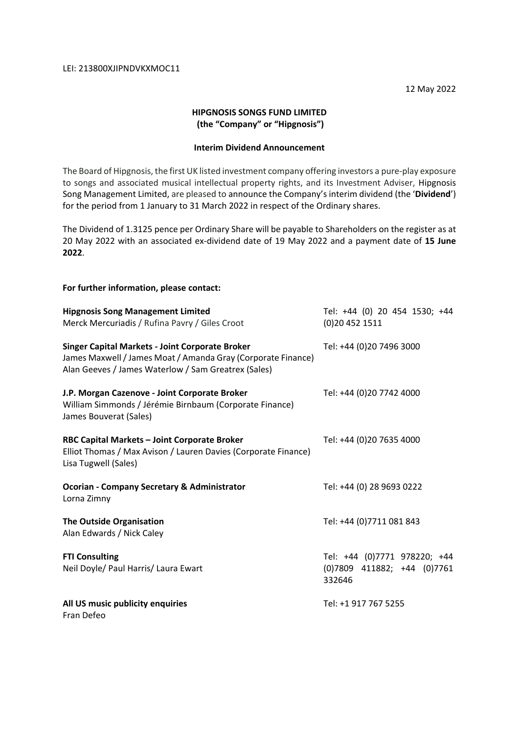LEI: 213800XJIPNDVKXMOC11

12 May 2022

**HIPGNOSIS SONGS FUND LIMITED**
**(the "Company" or "Hipgnosis")**

**Interim Dividend Announcement**

The Board of Hipgnosis, the first UK listed investment company offering investors a pure-play exposure to songs and associated musical intellectual property rights, and its Investment Adviser, Hipgnosis Song Management Limited, are pleased to announce the Company's interim dividend (the '**Dividend**') for the period from 1 January to 31 March 2022 in respect of the Ordinary shares.

The Dividend of 1.3125 pence per Ordinary Share will be payable to Shareholders on the register as at 20 May 2022 with an associated ex-dividend date of 19 May 2022 and a payment date of **15 June 2022**.

**For further information, please contact:**

| | |
|---|---|
| **Hipgnosis Song Management Limited**<br>Merck Mercuriadis / Rufina Pavry / Giles Croot | Tel: +44 (0) 20 454 1530; +44 (0)20 452 1511 |
| **Singer Capital Markets - Joint Corporate Broker**<br>James Maxwell / James Moat / Amanda Gray (Corporate Finance)<br>Alan Geeves / James Waterlow / Sam Greatrex (Sales) | Tel: +44 (0)20 7496 3000 |
| **J.P. Morgan Cazenove - Joint Corporate Broker**<br>William Simmonds / Jérémie Birnbaum (Corporate Finance)<br>James Bouverat (Sales) | Tel: +44 (0)20 7742 4000 |
| **RBC Capital Markets – Joint Corporate Broker**<br>Elliot Thomas / Max Avison / Lauren Davies (Corporate Finance)<br>Lisa Tugwell (Sales) | Tel: +44 (0)20 7635 4000 |
| **Ocorian - Company Secretary & Administrator**<br>Lorna Zimny | Tel: +44 (0) 28 9693 0222 |
| **The Outside Organisation**<br>Alan Edwards / Nick Caley | Tel: +44 (0)7711 081 843 |
| **FTI Consulting**<br>Neil Doyle/ Paul Harris/ Laura Ewart | Tel: +44 (0)7771 978220; +44 (0)7809 411882; +44 (0)7761 332646 |
| **All US music publicity enquiries**<br>Fran Defeo | Tel: +1 917 767 5255 |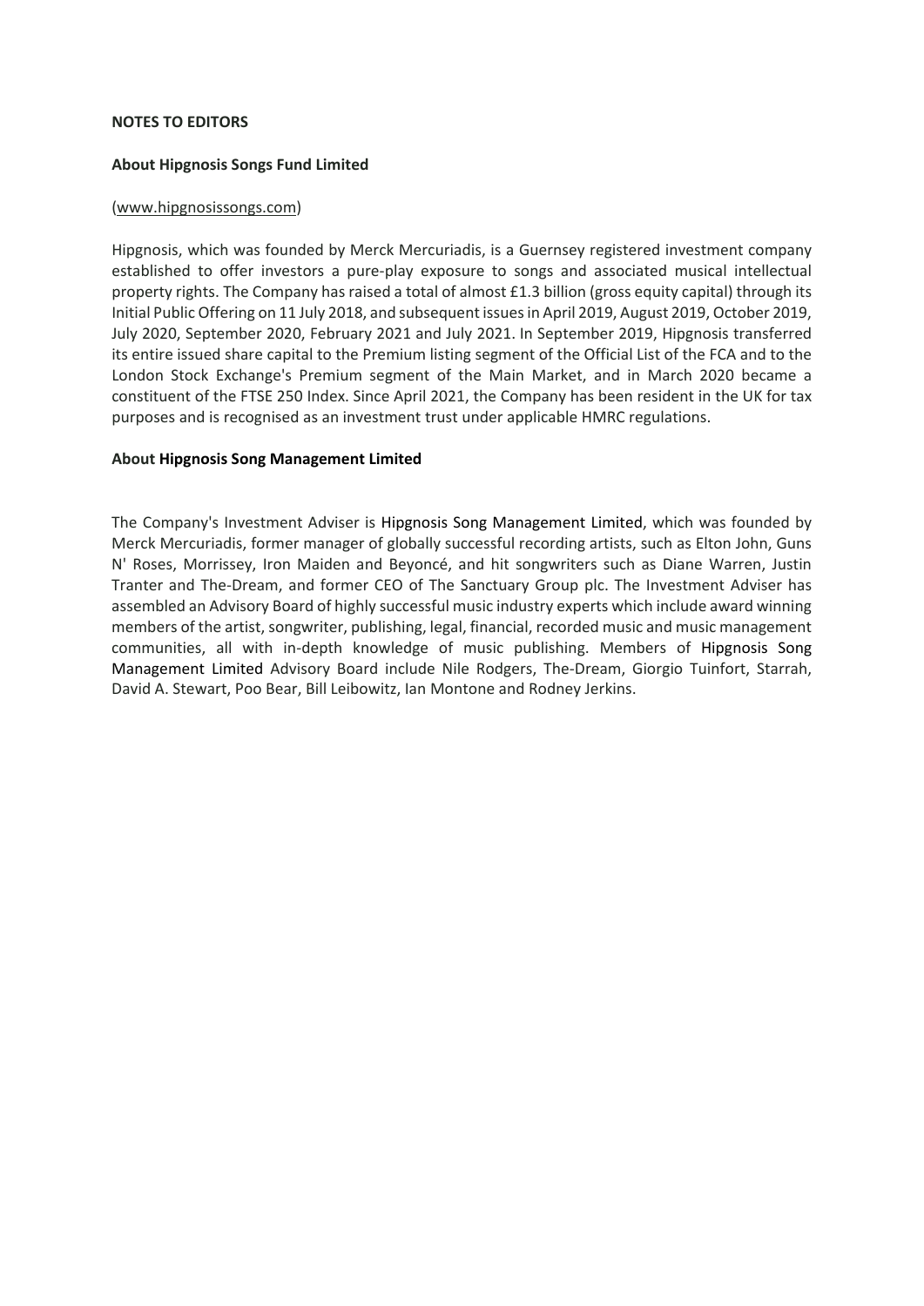**NOTES TO EDITORS**

**About Hipgnosis Songs Fund Limited**

(www.hipgnosissongs.com)

Hipgnosis, which was founded by Merck Mercuriadis, is a Guernsey registered investment company established to offer investors a pure-play exposure to songs and associated musical intellectual property rights. The Company has raised a total of almost £1.3 billion (gross equity capital) through its Initial Public Offering on 11 July 2018, and subsequent issues in April 2019, August 2019, October 2019, July 2020, September 2020, February 2021 and July 2021. In September 2019, Hipgnosis transferred its entire issued share capital to the Premium listing segment of the Official List of the FCA and to the London Stock Exchange's Premium segment of the Main Market, and in March 2020 became a constituent of the FTSE 250 Index. Since April 2021, the Company has been resident in the UK for tax purposes and is recognised as an investment trust under applicable HMRC regulations.

**About Hipgnosis Song Management Limited**

The Company's Investment Adviser is Hipgnosis Song Management Limited, which was founded by Merck Mercuriadis, former manager of globally successful recording artists, such as Elton John, Guns N' Roses, Morrissey, Iron Maiden and Beyoncé, and hit songwriters such as Diane Warren, Justin Tranter and The-Dream, and former CEO of The Sanctuary Group plc. The Investment Adviser has assembled an Advisory Board of highly successful music industry experts which include award winning members of the artist, songwriter, publishing, legal, financial, recorded music and music management communities, all with in-depth knowledge of music publishing. Members of Hipgnosis Song Management Limited Advisory Board include Nile Rodgers, The-Dream, Giorgio Tuinfort, Starrah, David A. Stewart, Poo Bear, Bill Leibowitz, Ian Montone and Rodney Jerkins.